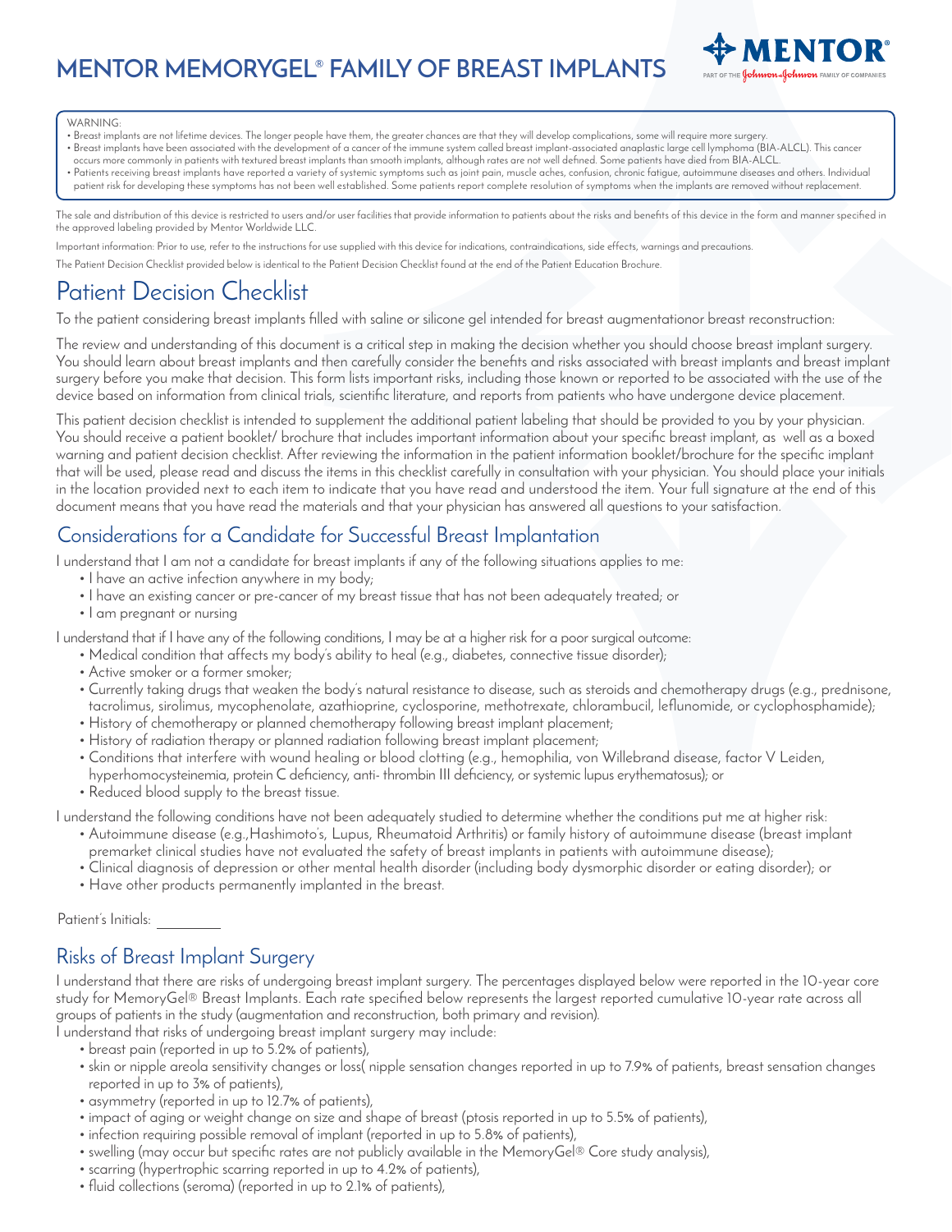# MENTOR MEMORYGEL® FAMILY OF BREAST IMPLANTS

WARNING:

- Breast implants are not lifetime devices. The longer people have them, the greater chances are that they will develop complications, some will require more surgery.
- Breast implants have been associated with the development of a cancer of the immune system called breast implant-associated anaplastic large cell lymphoma (BIA-ALCL). This cancer occurs more commonly in patients with textured breast implants than smooth implants, although rates are not well defined. Some patients have died from BIA-ALCL.
- Patients receiving breast implants have reported a variety of systemic symptoms such as joint pain, muscle aches, confusion, chronic fatigue, autoimmune diseases and others. Individual patient risk for developing these symptoms has not been well established. Some patients report complete resolution of symptoms when the implants are removed without replacement.

The sale and distribution of this device is restricted to users and/or user facilities that provide information to patients about the risks and benefits of this device in the form and manner specified in the approved labeling provided by Mentor Worldwide LLC.

Important information: Prior to use, refer to the instructions for use supplied with this device for indications, contraindications, side effects, warnings and precautions.

The Patient Decision Checklist provided below is identical to the Patient Decision Checklist found at the end of the Patient Education Brochure.

# Patient Decision Checklist

To the patient considering breast implants filled with saline or silicone gel intended for breast augmentationor breast reconstruction:

The review and understanding of this document is a critical step in making the decision whether you should choose breast implant surgery. You should learn about breast implants and then carefully consider the benefits and risks associated with breast implants and breast implant surgery before you make that decision. This form lists important risks, including those known or reported to be associated with the use of the device based on information from clinical trials, scientific literature, and reports from patients who have undergone device placement.

This patient decision checklist is intended to supplement the additional patient labeling that should be provided to you by your physician. You should receive a patient booklet/ brochure that includes important information about your specific breast implant, as well as a boxed warning and patient decision checklist. After reviewing the information in the patient information booklet/brochure for the specific implant that will be used, please read and discuss the items in this checklist carefully in consultation with your physician. You should place your initials in the location provided next to each item to indicate that you have read and understood the item. Your full signature at the end of this document means that you have read the materials and that your physician has answered all questions to your satisfaction.

## Considerations for a Candidate for Successful Breast Implantation

I understand that I am not a candidate for breast implants if any of the following situations applies to me:

- I have an active infection anywhere in my body;
- I have an existing cancer or pre-cancer of my breast tissue that has not been adequately treated; or
- I am pregnant or nursing

I understand that if I have any of the following conditions, I may be at a higher risk for a poor surgical outcome:

- Medical condition that affects my body's ability to heal (e.g., diabetes, connective tissue disorder);
- Active smoker or a former smoker;
- Currently taking drugs that weaken the body's natural resistance to disease, such as steroids and chemotherapy drugs (e.g., prednisone, tacrolimus, sirolimus, mycophenolate, azathioprine, cyclosporine, methotrexate, chlorambucil, leflunomide, or cyclophosphamide);
- History of chemotherapy or planned chemotherapy following breast implant placement;
- History of radiation therapy or planned radiation following breast implant placement;
- Conditions that interfere with wound healing or blood clotting (e.g., hemophilia, von Willebrand disease, factor V Leiden, hyperhomocysteinemia, protein C deficiency, anti- thrombin III deficiency, or systemic lupus erythematosus); or
- Reduced blood supply to the breast tissue.

I understand the following conditions have not been adequately studied to determine whether the conditions put me at higher risk:

- Autoimmune disease (e.g.,Hashimoto's, Lupus, Rheumatoid Arthritis) or family history of autoimmune disease (breast implant premarket clinical studies have not evaluated the safety of breast implants in patients with autoimmune disease);
- Clinical diagnosis of depression or other mental health disorder (including body dysmorphic disorder or eating disorder); or
- Have other products permanently implanted in the breast.

Patient's Initials: ________

## Risks of Breast Implant Surgery

I understand that there are risks of undergoing breast implant surgery. The percentages displayed below were reported in the 10-year core study for MemoryGel® Breast Implants. Each rate specified below represents the largest reported cumulative 10-year rate across all groups of patients in the study (augmentation and reconstruction, both primary and revision).

I understand that risks of undergoing breast implant surgery may include:

- breast pain (reported in up to 5.2% of patients),
- skin or nipple areola sensitivity changes or loss( nipple sensation changes reported in up to 7.9% of patients, breast sensation changes reported in up to 3% of patients),
- asymmetry (reported in up to 12.7% of patients),
- impact of aging or weight change on size and shape of breast (ptosis reported in up to 5.5% of patients),
- infection requiring possible removal of implant (reported in up to 5.8% of patients),
- swelling (may occur but specific rates are not publicly available in the MemoryGel® Core study analysis),
- scarring (hypertrophic scarring reported in up to 4.2% of patients),
- fluid collections (seroma) (reported in up to 2.1% of patients),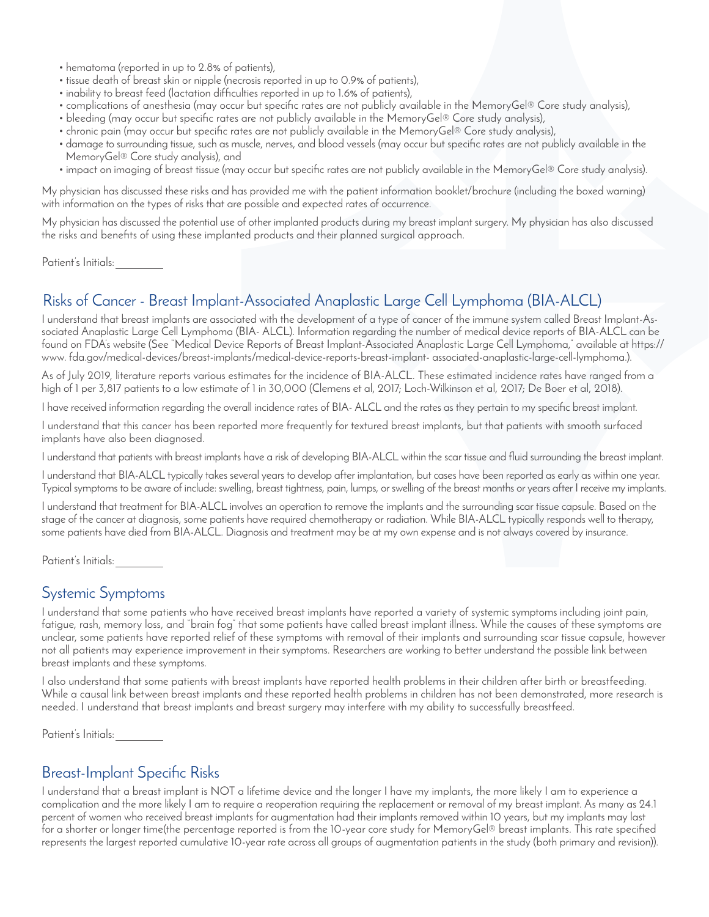- hematoma (reported in up to 2.8% of patients),
- tissue death of breast skin or nipple (necrosis reported in up to 0.9% of patients),
- inability to breast feed (lactation difficulties reported in up to 1.6% of patients),
- complications of anesthesia (may occur but specific rates are not publicly available in the MemoryGel® Core study analysis),
- bleeding (may occur but specific rates are not publicly available in the MemoryGel® Core study analysis),
- chronic pain (may occur but specific rates are not publicly available in the MemoryGel® Core study analysis),
- damage to surrounding tissue, such as muscle, nerves, and blood vessels (may occur but specific rates are not publicly available in the MemoryGel® Core study analysis), and
- impact on imaging of breast tissue (may occur but specific rates are not publicly available in the MemoryGel® Core study analysis).

My physician has discussed these risks and has provided me with the patient information booklet/brochure (including the boxed warning) with information on the types of risks that are possible and expected rates of occurrence.

My physician has discussed the potential use of other implanted products during my breast implant surgery. My physician has also discussed the risks and benefits of using these implanted products and their planned surgical approach.

Patient's Initials: ________

## Risks of Cancer - Breast Implant-Associated Anaplastic Large Cell Lymphoma (BIA-ALCL)

I understand that breast implants are associated with the development of a type of cancer of the immune system called Breast Implant-Associated Anaplastic Large Cell Lymphoma (BIA- ALCL). Information regarding the number of medical device reports of BIA-ALCL can be found on FDA's website (See "Medical Device Reports of Breast Implant-Associated Anaplastic Large Cell Lymphoma," available at https://www. fda.gov/medical-devices/breast-implants/medical-device-reports-breast-implant- associated-anaplastic-large-cell-lymphoma.).

As of July 2019, literature reports various estimates for the incidence of BIA-ALCL. These estimated incidence rates have ranged from a high of 1 per 3,817 patients to a low estimate of 1 in 30,000 (Clemens et al, 2017; Loch-Wilkinson et al, 2017; De Boer et al, 2018).

I have received information regarding the overall incidence rates of BIA- ALCL and the rates as they pertain to my specific breast implant.

I understand that this cancer has been reported more frequently for textured breast implants, but that patients with smooth surfaced implants have also been diagnosed.

I understand that patients with breast implants have a risk of developing BIA-ALCL within the scar tissue and fluid surrounding the breast implant.

I understand that BIA-ALCL typically takes several years to develop after implantation, but cases have been reported as early as within one year. Typical symptoms to be aware of include: swelling, breast tightness, pain, lumps, or swelling of the breast months or years after I receive my implants.

I understand that treatment for BIA-ALCL involves an operation to remove the implants and the surrounding scar tissue capsule. Based on the stage of the cancer at diagnosis, some patients have required chemotherapy or radiation. While BIA-ALCL typically responds well to therapy, some patients have died from BIA-ALCL. Diagnosis and treatment may be at my own expense and is not always covered by insurance.

Patient's Initials: ________

## Systemic Symptoms

I understand that some patients who have received breast implants have reported a variety of systemic symptoms including joint pain, fatigue, rash, memory loss, and "brain fog" that some patients have called breast implant illness. While the causes of these symptoms are unclear, some patients have reported relief of these symptoms with removal of their implants and surrounding scar tissue capsule, however not all patients may experience improvement in their symptoms. Researchers are working to better understand the possible link between breast implants and these symptoms.

I also understand that some patients with breast implants have reported health problems in their children after birth or breastfeeding. While a causal link between breast implants and these reported health problems in children has not been demonstrated, more research is needed. I understand that breast implants and breast surgery may interfere with my ability to successfully breastfeed.

Patient's Initials: ________

## Breast-Implant Specific Risks

I understand that a breast implant is NOT a lifetime device and the longer I have my implants, the more likely I am to experience a complication and the more likely I am to require a reoperation requiring the replacement or removal of my breast implant. As many as 24.1 percent of women who received breast implants for augmentation had their implants removed within 10 years, but my implants may last for a shorter or longer time(the percentage reported is from the 10-year core study for MemoryGel® breast implants. This rate specified represents the largest reported cumulative 10-year rate across all groups of augmentation patients in the study (both primary and revision)).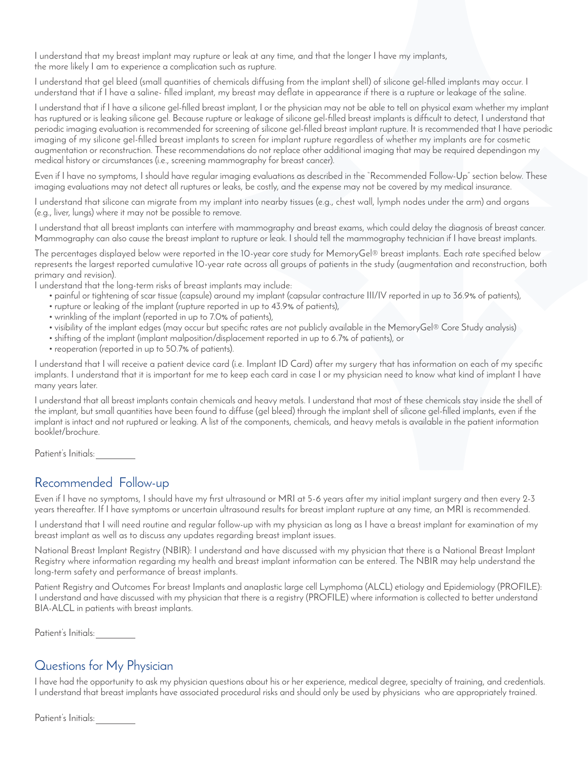I understand that my breast implant may rupture or leak at any time, and that the longer I have my implants, the more likely I am to experience a complication such as rupture.

I understand that gel bleed (small quantities of chemicals diffusing from the implant shell) of silicone gel-filled implants may occur. I understand that if I have a saline- filled implant, my breast may deflate in appearance if there is a rupture or leakage of the saline.

I understand that if I have a silicone gel-filled breast implant, I or the physician may not be able to tell on physical exam whether my implant has ruptured or is leaking silicone gel. Because rupture or leakage of silicone gel-filled breast implants is difficult to detect, I understand that periodic imaging evaluation is recommended for screening of silicone gel-filled breast implant rupture. It is recommended that I have periodic imaging of my silicone gel-filled breast implants to screen for implant rupture regardless of whether my implants are for cosmetic augmentation or reconstruction. These recommendations do not replace other additional imaging that may be required dependingon my medical history or circumstances (i.e., screening mammography for breast cancer).

Even if I have no symptoms, I should have regular imaging evaluations as described in the "Recommended Follow-Up" section below. These imaging evaluations may not detect all ruptures or leaks, be costly, and the expense may not be covered by my medical insurance.

I understand that silicone can migrate from my implant into nearby tissues (e.g., chest wall, lymph nodes under the arm) and organs (e.g., liver, lungs) where it may not be possible to remove.

I understand that all breast implants can interfere with mammography and breast exams, which could delay the diagnosis of breast cancer. Mammography can also cause the breast implant to rupture or leak. I should tell the mammography technician if I have breast implants.

The percentages displayed below were reported in the 10-year core study for MemoryGel® breast implants. Each rate specified below represents the largest reported cumulative 10-year rate across all groups of patients in the study (augmentation and reconstruction, both primary and revision).

I understand that the long-term risks of breast implants may include:

- painful or tightening of scar tissue (capsule) around my implant (capsular contracture III/IV reported in up to 36.9% of patients),
- rupture or leaking of the implant (rupture reported in up to 43.9% of patients),
- wrinkling of the implant (reported in up to 7.0% of patients),
- visibility of the implant edges (may occur but specific rates are not publicly available in the MemoryGel® Core Study analysis)
- shifting of the implant (implant malposition/displacement reported in up to 6.7% of patients), or
- reoperation (reported in up to 50.7% of patients).

I understand that I will receive a patient device card (i.e. Implant ID Card) after my surgery that has information on each of my specific implants. I understand that it is important for me to keep each card in case I or my physician need to know what kind of implant I have many years later.

I understand that all breast implants contain chemicals and heavy metals. I understand that most of these chemicals stay inside the shell of the implant, but small quantities have been found to diffuse (gel bleed) through the implant shell of silicone gel-filled implants, even if the implant is intact and not ruptured or leaking. A list of the components, chemicals, and heavy metals is available in the patient information booklet/brochure.

Patient's Initials: ________

## Recommended Follow-up

Even if I have no symptoms, I should have my first ultrasound or MRI at 5-6 years after my initial implant surgery and then every 2-3 years thereafter. If I have symptoms or uncertain ultrasound results for breast implant rupture at any time, an MRI is recommended.

I understand that I will need routine and regular follow-up with my physician as long as I have a breast implant for examination of my breast implant as well as to discuss any updates regarding breast implant issues.

National Breast Implant Registry (NBIR): I understand and have discussed with my physician that there is a National Breast Implant Registry where information regarding my health and breast implant information can be entered. The NBIR may help understand the long-term safety and performance of breast implants.

Patient Registry and Outcomes For breast Implants and anaplastic large cell Lymphoma (ALCL) etiology and Epidemiology (PROFILE): I understand and have discussed with my physician that there is a registry (PROFILE) where information is collected to better understand BIA-ALCL in patients with breast implants.

Patient's Initials: ________

## Questions for My Physician

I have had the opportunity to ask my physician questions about his or her experience, medical degree, specialty of training, and credentials. I understand that breast implants have associated procedural risks and should only be used by physicians who are appropriately trained.

Patient's Initials: ________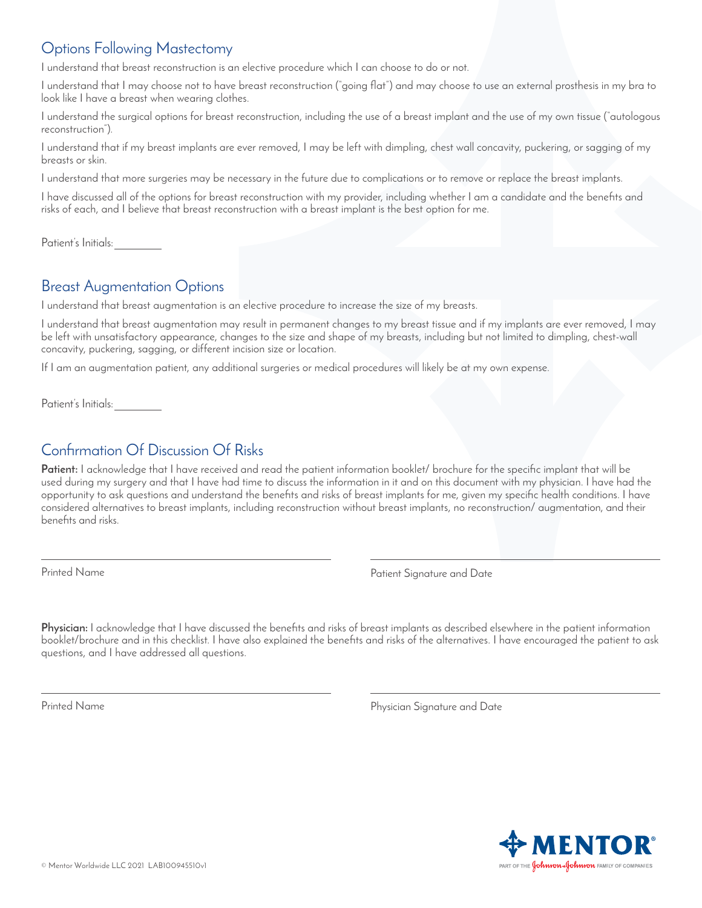## Options Following Mastectomy

I understand that breast reconstruction is an elective procedure which I can choose to do or not.

I understand that I may choose not to have breast reconstruction ("going flat") and may choose to use an external prosthesis in my bra to look like I have a breast when wearing clothes.

I understand the surgical options for breast reconstruction, including the use of a breast implant and the use of my own tissue ("autologous reconstruction").

I understand that if my breast implants are ever removed, I may be left with dimpling, chest wall concavity, puckering, or sagging of my breasts or skin.

I understand that more surgeries may be necessary in the future due to complications or to remove or replace the breast implants.

I have discussed all of the options for breast reconstruction with my provider, including whether I am a candidate and the benefits and risks of each, and I believe that breast reconstruction with a breast implant is the best option for me.

Patient's Initials: ________

## Breast Augmentation Options

I understand that breast augmentation is an elective procedure to increase the size of my breasts.

I understand that breast augmentation may result in permanent changes to my breast tissue and if my implants are ever removed, I may be left with unsatisfactory appearance, changes to the size and shape of my breasts, including but not limited to dimpling, chest-wall concavity, puckering, sagging, or different incision size or location.

If I am an augmentation patient, any additional surgeries or medical procedures will likely be at my own expense.

Patient's Initials: ________

## Confirmation Of Discussion Of Risks

**Patient:** I acknowledge that I have received and read the patient information booklet/ brochure for the specific implant that will be used during my surgery and that I have had time to discuss the information in it and on this document with my physician. I have had the opportunity to ask questions and understand the benefits and risks of breast implants for me, given my specific health conditions. I have considered alternatives to breast implants, including reconstruction without breast implants, no reconstruction/ augmentation, and their benefits and risks.

______________________________ Printed Name

______________________________ Patient Signature and Date

**Physician:** I acknowledge that I have discussed the benefits and risks of breast implants as described elsewhere in the patient information booklet/brochure and in this checklist. I have also explained the benefits and risks of the alternatives. I have encouraged the patient to ask questions, and I have addressed all questions.

______________________________ Printed Name

______________________________ Physician Signature and Date

© Mentor Worldwide LLC 2021 LAB100945510v1

MENTOR® PART OF THE Johnson & Johnson FAMILY OF COMPANIES